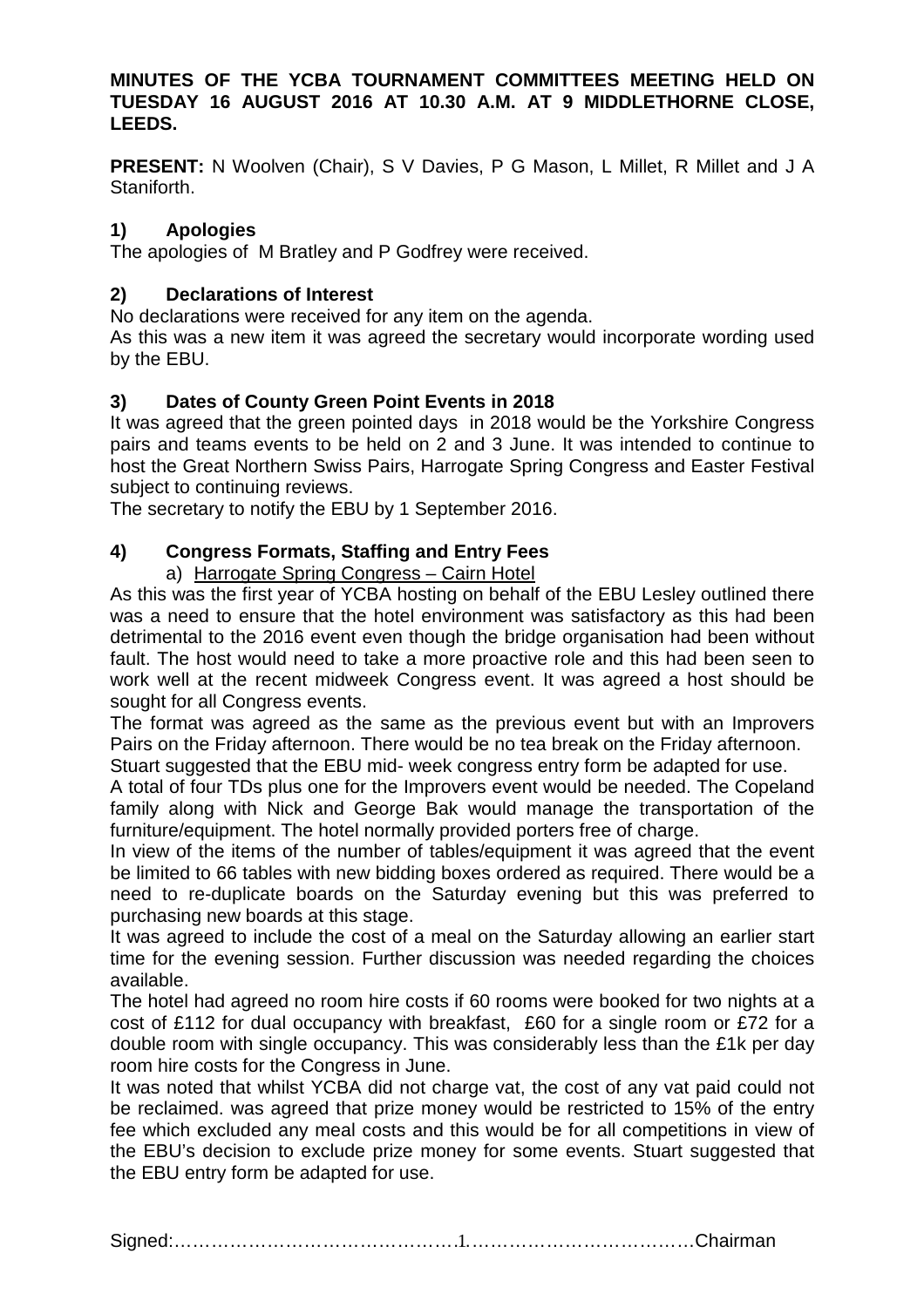**MINUTES OF THE YCBA TOURNAMENT COMMITTEES MEETING HELD ON TUESDAY 16 AUGUST 2016 AT 10.30 A.M. AT 9 MIDDLETHORNE CLOSE, LEEDS.**

**PRESENT:** N Woolven (Chair), S V Davies, P G Mason, L Millet, R Millet and J A Staniforth.

## 1) Apologies

The apologies of M Bratley and P Godfrey were received.

## 2) Declarations of Interest

No declarations were received for any item on the agenda.

As this was a new item it was agreed the secretary would incorporate wording used by the EBU.

## 3) Dates of County Green Point Events in 2018

It was agreed that the green pointed days in 2018 would be the Yorkshire Congress pairs and teams events to be held on 2 and 3 June. It was intended to continue to host the Great Northern Swiss Pairs, Harrogate Spring Congress and Easter Festival subject to continuing reviews.

The secretary to notify the EBU by 1 September 2016.

## 4) Congress Formats, Staffing and Entry Fees

a) Harrogate Spring Congress – Cairn Hotel

As this was the first year of YCBA hosting on behalf of the EBU Lesley outlined there was a need to ensure that the hotel environment was satisfactory as this had been detrimental to the 2016 event even though the bridge organisation had been without fault. The host would need to take a more proactive role and this had been seen to work well at the recent midweek Congress event. It was agreed a host should be sought for all Congress events.

The format was agreed as the same as the previous event but with an Improvers Pairs on the Friday afternoon. There would be no tea break on the Friday afternoon.

Stuart suggested that the EBU mid- week congress entry form be adapted for use.

A total of four TDs plus one for the Improvers event would be needed. The Copeland family along with Nick and George Bak would manage the transportation of the furniture/equipment. The hotel normally provided porters free of charge.

In view of the items of the number of tables/equipment it was agreed that the event be limited to 66 tables with new bidding boxes ordered as required. There would be a need to re-duplicate boards on the Saturday evening but this was preferred to purchasing new boards at this stage.

It was agreed to include the cost of a meal on the Saturday allowing an earlier start time for the evening session. Further discussion was needed regarding the choices available.

The hotel had agreed no room hire costs if 60 rooms were booked for two nights at a cost of £112 for dual occupancy with breakfast, £60 for a single room or £72 for a double room with single occupancy. This was considerably less than the £1k per day room hire costs for the Congress in June.

It was noted that whilst YCBA did not charge vat, the cost of any vat paid could not be reclaimed. was agreed that prize money would be restricted to 15% of the entry fee which excluded any meal costs and this would be for all competitions in view of the EBU's decision to exclude prize money for some events. Stuart suggested that the EBU entry form be adapted for use.

Signed:…………………………………………………………………………Chairman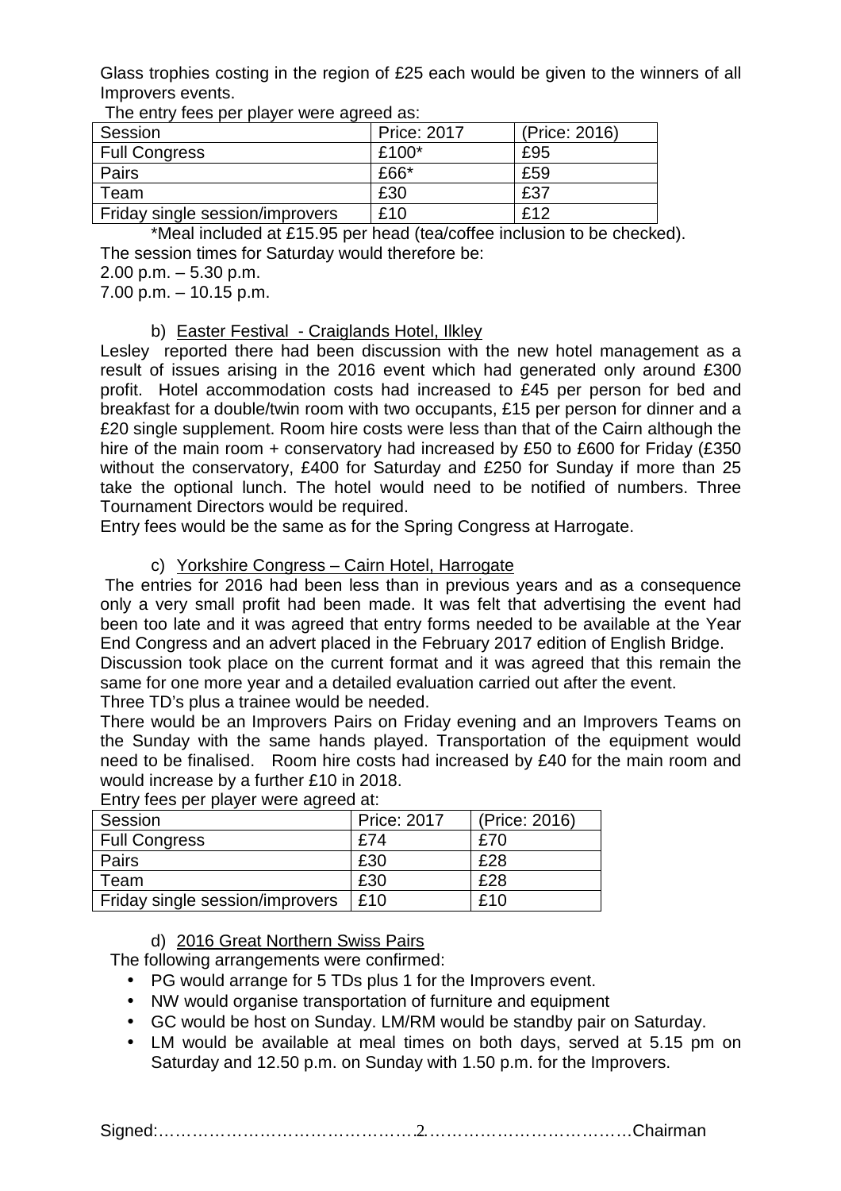Glass trophies costing in the region of £25 each would be given to the winners of all Improvers events.

The entry fees per player were agreed as:

| Session | Price: 2017 | (Price: 2016) |
|---|---|---|
| Full Congress | £100* | £95 |
| Pairs | £66* | £59 |
| Team | £30 | £37 |
| Friday single session/improvers | £10 | £12 |

*Meal included at £15.95 per head (tea/coffee inclusion to be checked).

The session times for Saturday would therefore be:

2.00 p.m. – 5.30 p.m.

7.00 p.m. – 10.15 p.m.

b) Easter Festival - Craiglands Hotel, Ilkley

Lesley reported there had been discussion with the new hotel management as a result of issues arising in the 2016 event which had generated only around £300 profit. Hotel accommodation costs had increased to £45 per person for bed and breakfast for a double/twin room with two occupants, £15 per person for dinner and a £20 single supplement. Room hire costs were less than that of the Cairn although the hire of the main room + conservatory had increased by £50 to £600 for Friday (£350 without the conservatory, £400 for Saturday and £250 for Sunday if more than 25 take the optional lunch. The hotel would need to be notified of numbers. Three Tournament Directors would be required.

Entry fees would be the same as for the Spring Congress at Harrogate.

c) Yorkshire Congress – Cairn Hotel, Harrogate

The entries for 2016 had been less than in previous years and as a consequence only a very small profit had been made. It was felt that advertising the event had been too late and it was agreed that entry forms needed to be available at the Year End Congress and an advert placed in the February 2017 edition of English Bridge.

Discussion took place on the current format and it was agreed that this remain the same for one more year and a detailed evaluation carried out after the event.

Three TD's plus a trainee would be needed.

There would be an Improvers Pairs on Friday evening and an Improvers Teams on the Sunday with the same hands played. Transportation of the equipment would need to be finalised. Room hire costs had increased by £40 for the main room and would increase by a further £10 in 2018.

Entry fees per player were agreed at:

| Session | Price: 2017 | (Price: 2016) |
|---|---|---|
| Full Congress | £74 | £70 |
| Pairs | £30 | £28 |
| Team | £30 | £28 |
| Friday single session/improvers | £10 | £10 |

d) 2016 Great Northern Swiss Pairs

The following arrangements were confirmed:

- PG would arrange for 5 TDs plus 1 for the Improvers event.
- NW would organise transportation of furniture and equipment
- GC would be host on Sunday. LM/RM would be standby pair on Saturday.
- LM would be available at meal times on both days, served at 5.15 pm on Saturday and 12.50 p.m. on Sunday with 1.50 p.m. for the Improvers.

Signed:……………………………………………………………………………Chairman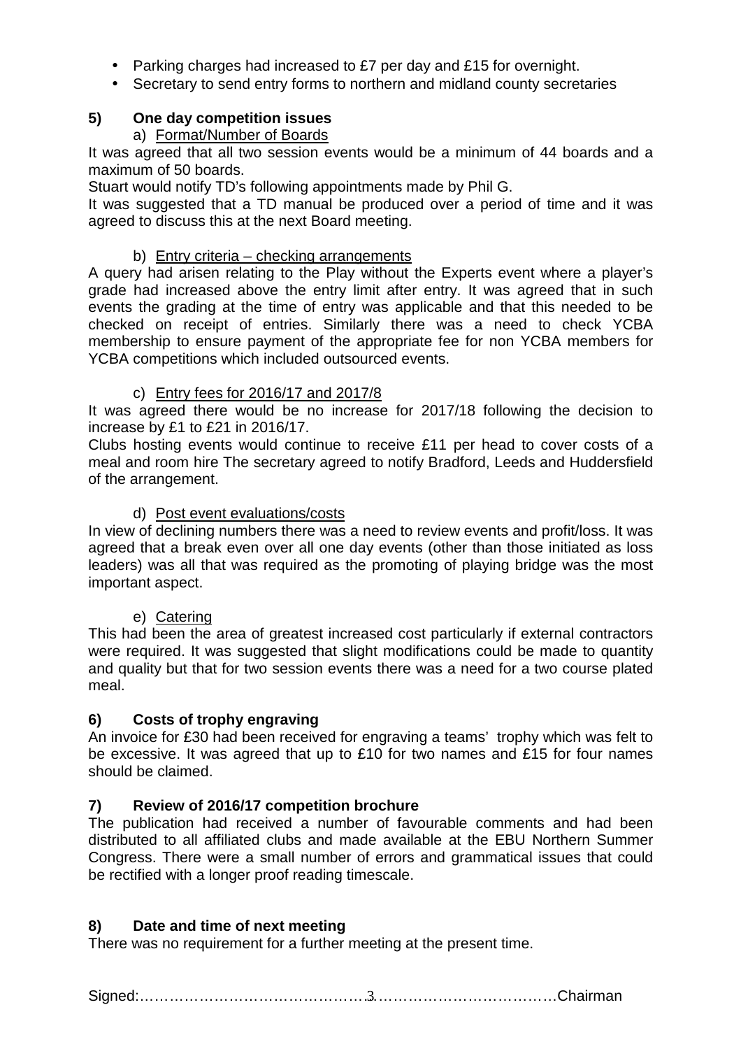- Parking charges had increased to £7 per day and £15 for overnight.
- Secretary to send entry forms to northern and midland county secretaries

## 5) One day competition issues

a) Format/Number of Boards

It was agreed that all two session events would be a minimum of 44 boards and a maximum of 50 boards.

Stuart would notify TD's following appointments made by Phil G.

It was suggested that a TD manual be produced over a period of time and it was agreed to discuss this at the next Board meeting.

b) Entry criteria – checking arrangements

A query had arisen relating to the Play without the Experts event where a player's grade had increased above the entry limit after entry. It was agreed that in such events the grading at the time of entry was applicable and that this needed to be checked on receipt of entries. Similarly there was a need to check YCBA membership to ensure payment of the appropriate fee for non YCBA members for YCBA competitions which included outsourced events.

c) Entry fees for 2016/17 and 2017/8

It was agreed there would be no increase for 2017/18 following the decision to increase by £1 to £21 in 2016/17.

Clubs hosting events would continue to receive £11 per head to cover costs of a meal and room hire The secretary agreed to notify Bradford, Leeds and Huddersfield of the arrangement.

d) Post event evaluations/costs

In view of declining numbers there was a need to review events and profit/loss. It was agreed that a break even over all one day events (other than those initiated as loss leaders) was all that was required as the promoting of playing bridge was the most important aspect.

e) Catering

This had been the area of greatest increased cost particularly if external contractors were required. It was suggested that slight modifications could be made to quantity and quality but that for two session events there was a need for a two course plated meal.

## 6) Costs of trophy engraving

An invoice for £30 had been received for engraving a teams' trophy which was felt to be excessive. It was agreed that up to £10 for two names and £15 for four names should be claimed.

## 7) Review of 2016/17 competition brochure

The publication had received a number of favourable comments and had been distributed to all affiliated clubs and made available at the EBU Northern Summer Congress. There were a small number of errors and grammatical issues that could be rectified with a longer proof reading timescale.

## 8) Date and time of next meeting

There was no requirement for a further meeting at the present time.

Signed:…………………………………………………………………………………Chairman